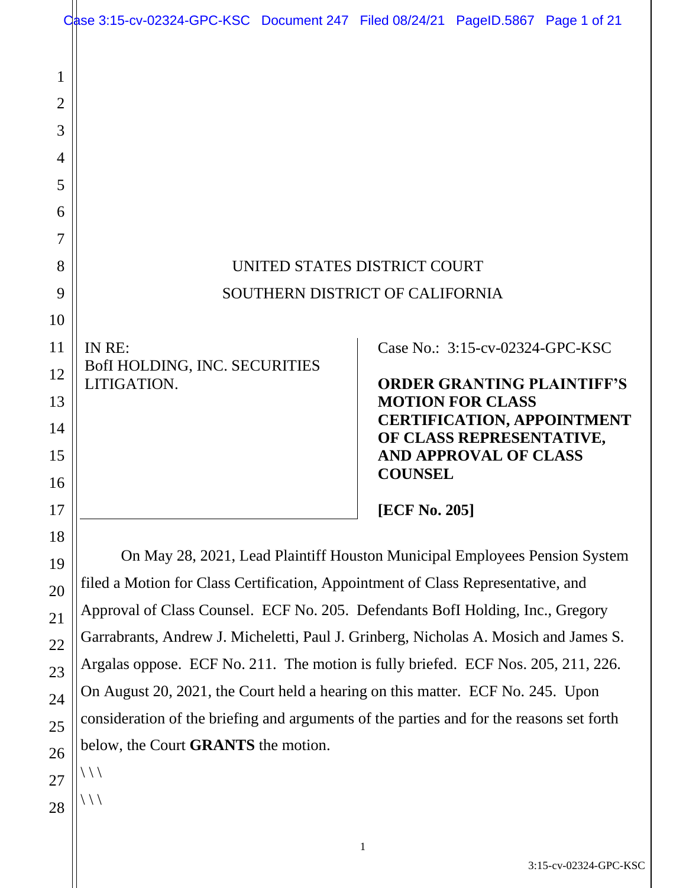UNITED STATES DISTRICT COURT

SOUTHERN DISTRICT OF CALIFORNIA

IN RE:
BofI HOLDING, INC. SECURITIES LITIGATION.

Case No.: 3:15-cv-02324-GPC-KSC

**ORDER GRANTING PLAINTIFF'S MOTION FOR CLASS CERTIFICATION, APPOINTMENT OF CLASS REPRESENTATIVE, AND APPROVAL OF CLASS COUNSEL**

**[ECF No. 205]**

On May 28, 2021, Lead Plaintiff Houston Municipal Employees Pension System filed a Motion for Class Certification, Appointment of Class Representative, and Approval of Class Counsel. ECF No. 205. Defendants BofI Holding, Inc., Gregory Garrabrants, Andrew J. Micheletti, Paul J. Grinberg, Nicholas A. Mosich and James S. Argalas oppose. ECF No. 211. The motion is fully briefed. ECF Nos. 205, 211, 226. On August 20, 2021, the Court held a hearing on this matter. ECF No. 245. Upon consideration of the briefing and arguments of the parties and for the reasons set forth below, the Court **GRANTS** the motion.

\ \ \

\ \ \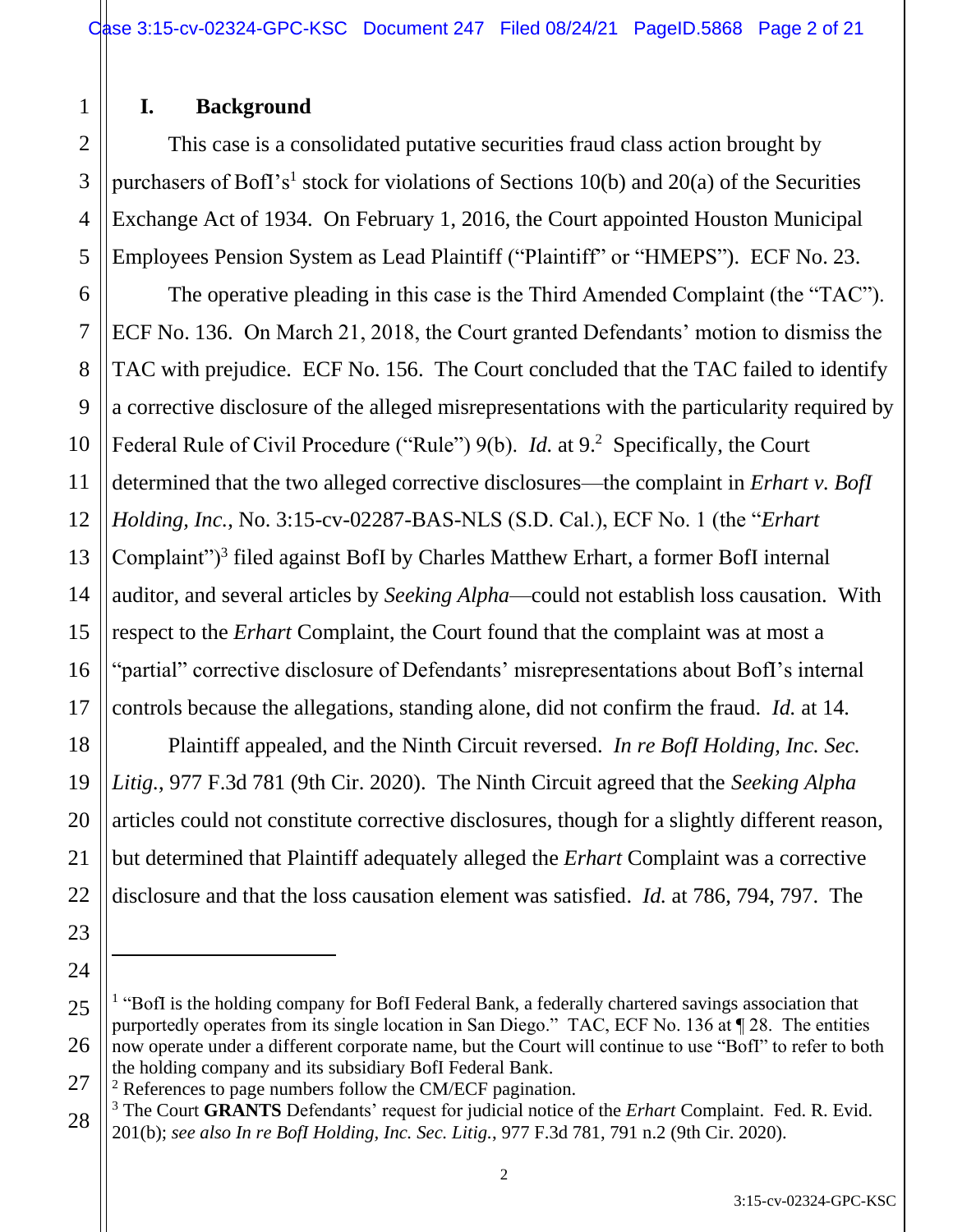## I. Background

This case is a consolidated putative securities fraud class action brought by purchasers of BofI's[1] stock for violations of Sections 10(b) and 20(a) of the Securities Exchange Act of 1934. On February 1, 2016, the Court appointed Houston Municipal Employees Pension System as Lead Plaintiff ("Plaintiff" or "HMEPS"). ECF No. 23.

The operative pleading in this case is the Third Amended Complaint (the "TAC"). ECF No. 136. On March 21, 2018, the Court granted Defendants' motion to dismiss the TAC with prejudice. ECF No. 156. The Court concluded that the TAC failed to identify a corrective disclosure of the alleged misrepresentations with the particularity required by Federal Rule of Civil Procedure ("Rule") 9(b). *Id.* at 9.[2] Specifically, the Court determined that the two alleged corrective disclosures—the complaint in *Erhart v. BofI Holding, Inc.*, No. 3:15-cv-02287-BAS-NLS (S.D. Cal.), ECF No. 1 (the "*Erhart* Complaint")[3] filed against BofI by Charles Matthew Erhart, a former BofI internal auditor, and several articles by *Seeking Alpha*—could not establish loss causation. With respect to the *Erhart* Complaint, the Court found that the complaint was at most a "partial" corrective disclosure of Defendants' misrepresentations about BofI's internal controls because the allegations, standing alone, did not confirm the fraud. *Id.* at 14.

Plaintiff appealed, and the Ninth Circuit reversed. *In re BofI Holding, Inc. Sec. Litig.*, 977 F.3d 781 (9th Cir. 2020). The Ninth Circuit agreed that the *Seeking Alpha* articles could not constitute corrective disclosures, though for a slightly different reason, but determined that Plaintiff adequately alleged the *Erhart* Complaint was a corrective disclosure and that the loss causation element was satisfied. *Id.* at 786, 794, 797. The

---

[1] "BofI is the holding company for BofI Federal Bank, a federally chartered savings association that purportedly operates from its single location in San Diego." TAC, ECF No. 136 at ¶ 28. The entities now operate under a different corporate name, but the Court will continue to use "BofI" to refer to both the holding company and its subsidiary BofI Federal Bank.

[2] References to page numbers follow the CM/ECF pagination.

[3] The Court **GRANTS** Defendants' request for judicial notice of the *Erhart* Complaint. Fed. R. Evid. 201(b); *see also In re BofI Holding, Inc. Sec. Litig.*, 977 F.3d 781, 791 n.2 (9th Cir. 2020).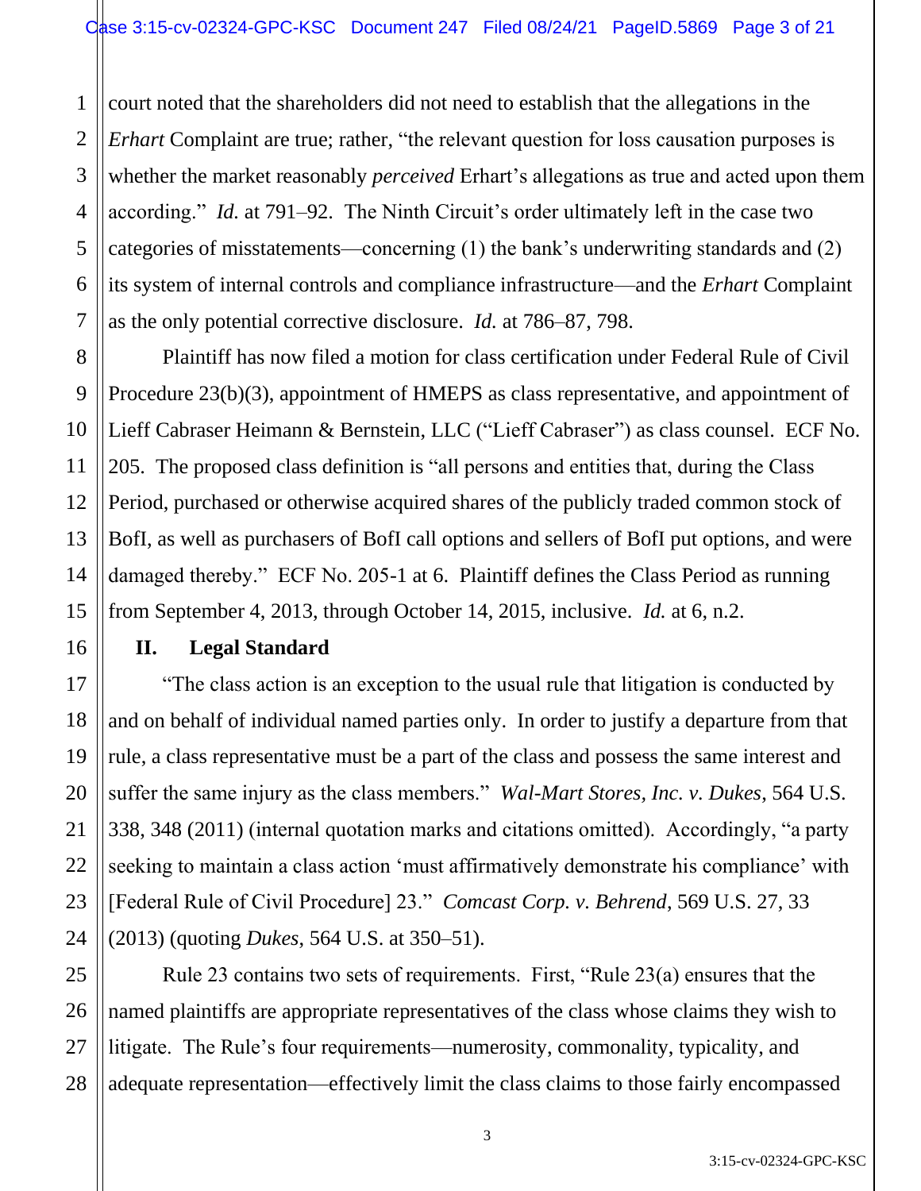court noted that the shareholders did not need to establish that the allegations in the *Erhart* Complaint are true; rather, "the relevant question for loss causation purposes is whether the market reasonably *perceived* Erhart's allegations as true and acted upon them according." *Id.* at 791–92. The Ninth Circuit's order ultimately left in the case two categories of misstatements—concerning (1) the bank's underwriting standards and (2) its system of internal controls and compliance infrastructure—and the *Erhart* Complaint as the only potential corrective disclosure. *Id.* at 786–87, 798.

Plaintiff has now filed a motion for class certification under Federal Rule of Civil Procedure 23(b)(3), appointment of HMEPS as class representative, and appointment of Lieff Cabraser Heimann & Bernstein, LLC ("Lieff Cabraser") as class counsel. ECF No. 205. The proposed class definition is "all persons and entities that, during the Class Period, purchased or otherwise acquired shares of the publicly traded common stock of BofI, as well as purchasers of BofI call options and sellers of BofI put options, and were damaged thereby." ECF No. 205-1 at 6. Plaintiff defines the Class Period as running from September 4, 2013, through October 14, 2015, inclusive. *Id.* at 6, n.2.

## II. Legal Standard

"The class action is an exception to the usual rule that litigation is conducted by and on behalf of individual named parties only. In order to justify a departure from that rule, a class representative must be a part of the class and possess the same interest and suffer the same injury as the class members." *Wal-Mart Stores, Inc. v. Dukes*, 564 U.S. 338, 348 (2011) (internal quotation marks and citations omitted). Accordingly, "a party seeking to maintain a class action 'must affirmatively demonstrate his compliance' with [Federal Rule of Civil Procedure] 23." *Comcast Corp. v. Behrend*, 569 U.S. 27, 33 (2013) (quoting *Dukes*, 564 U.S. at 350–51).

Rule 23 contains two sets of requirements. First, "Rule 23(a) ensures that the named plaintiffs are appropriate representatives of the class whose claims they wish to litigate. The Rule's four requirements—numerosity, commonality, typicality, and adequate representation—effectively limit the class claims to those fairly encompassed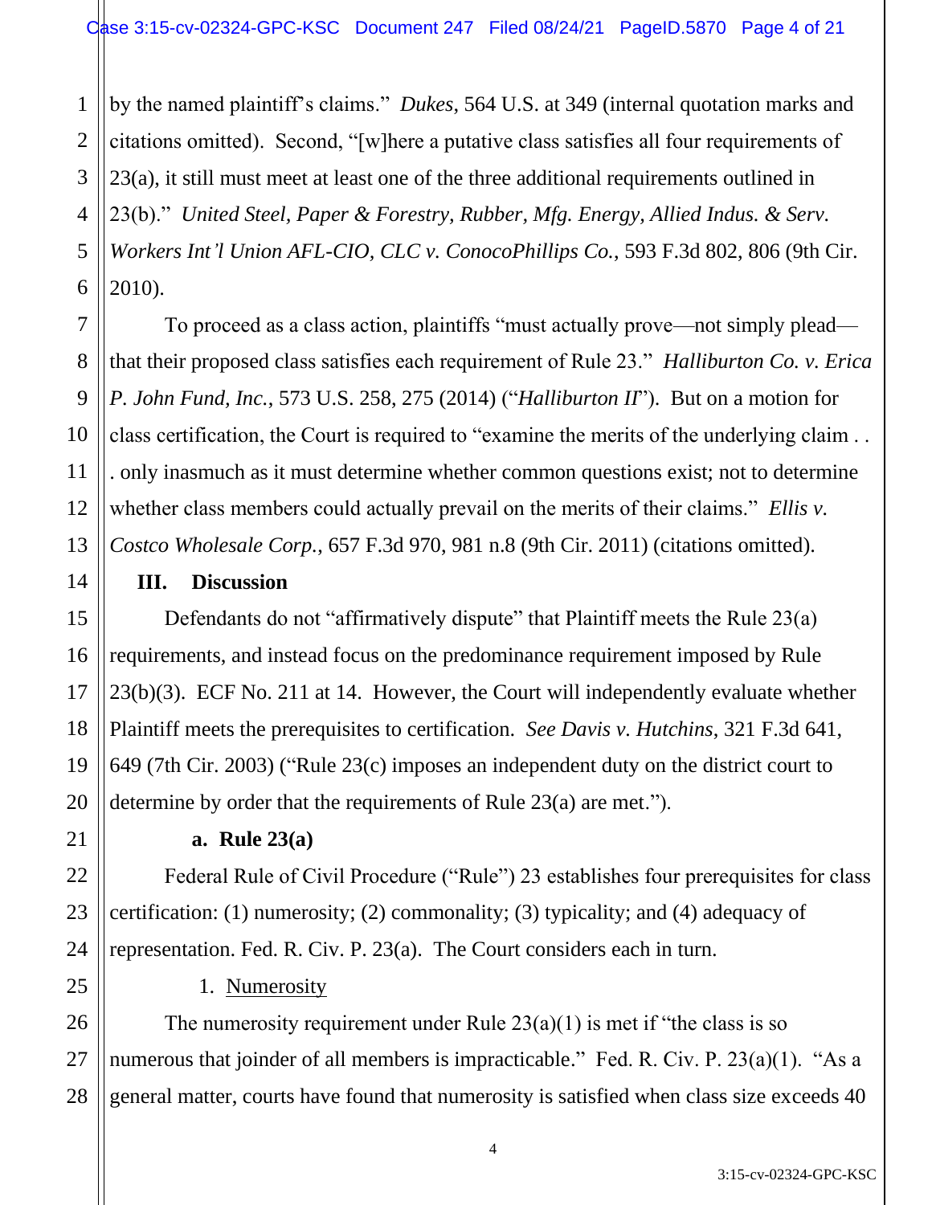by the named plaintiff's claims." *Dukes*, 564 U.S. at 349 (internal quotation marks and citations omitted). Second, "[w]here a putative class satisfies all four requirements of 23(a), it still must meet at least one of the three additional requirements outlined in 23(b)." *United Steel, Paper & Forestry, Rubber, Mfg. Energy, Allied Indus. & Serv. Workers Int'l Union AFL-CIO, CLC v. ConocoPhillips Co.*, 593 F.3d 802, 806 (9th Cir. 2010).

To proceed as a class action, plaintiffs "must actually prove—not simply plead—that their proposed class satisfies each requirement of Rule 23." *Halliburton Co. v. Erica P. John Fund, Inc.*, 573 U.S. 258, 275 (2014) ("*Halliburton II*"). But on a motion for class certification, the Court is required to "examine the merits of the underlying claim . . . only inasmuch as it must determine whether common questions exist; not to determine whether class members could actually prevail on the merits of their claims." *Ellis v. Costco Wholesale Corp.*, 657 F.3d 970, 981 n.8 (9th Cir. 2011) (citations omitted).

## III. Discussion

Defendants do not "affirmatively dispute" that Plaintiff meets the Rule 23(a) requirements, and instead focus on the predominance requirement imposed by Rule 23(b)(3). ECF No. 211 at 14. However, the Court will independently evaluate whether Plaintiff meets the prerequisites to certification. *See Davis v. Hutchins*, 321 F.3d 641, 649 (7th Cir. 2003) ("Rule 23(c) imposes an independent duty on the district court to determine by order that the requirements of Rule 23(a) are met.").

### a. Rule 23(a)

Federal Rule of Civil Procedure ("Rule") 23 establishes four prerequisites for class certification: (1) numerosity; (2) commonality; (3) typicality; and (4) adequacy of representation. Fed. R. Civ. P. 23(a). The Court considers each in turn.

#### 1. Numerosity

The numerosity requirement under Rule 23(a)(1) is met if "the class is so numerous that joinder of all members is impracticable." Fed. R. Civ. P. 23(a)(1). "As a general matter, courts have found that numerosity is satisfied when class size exceeds 40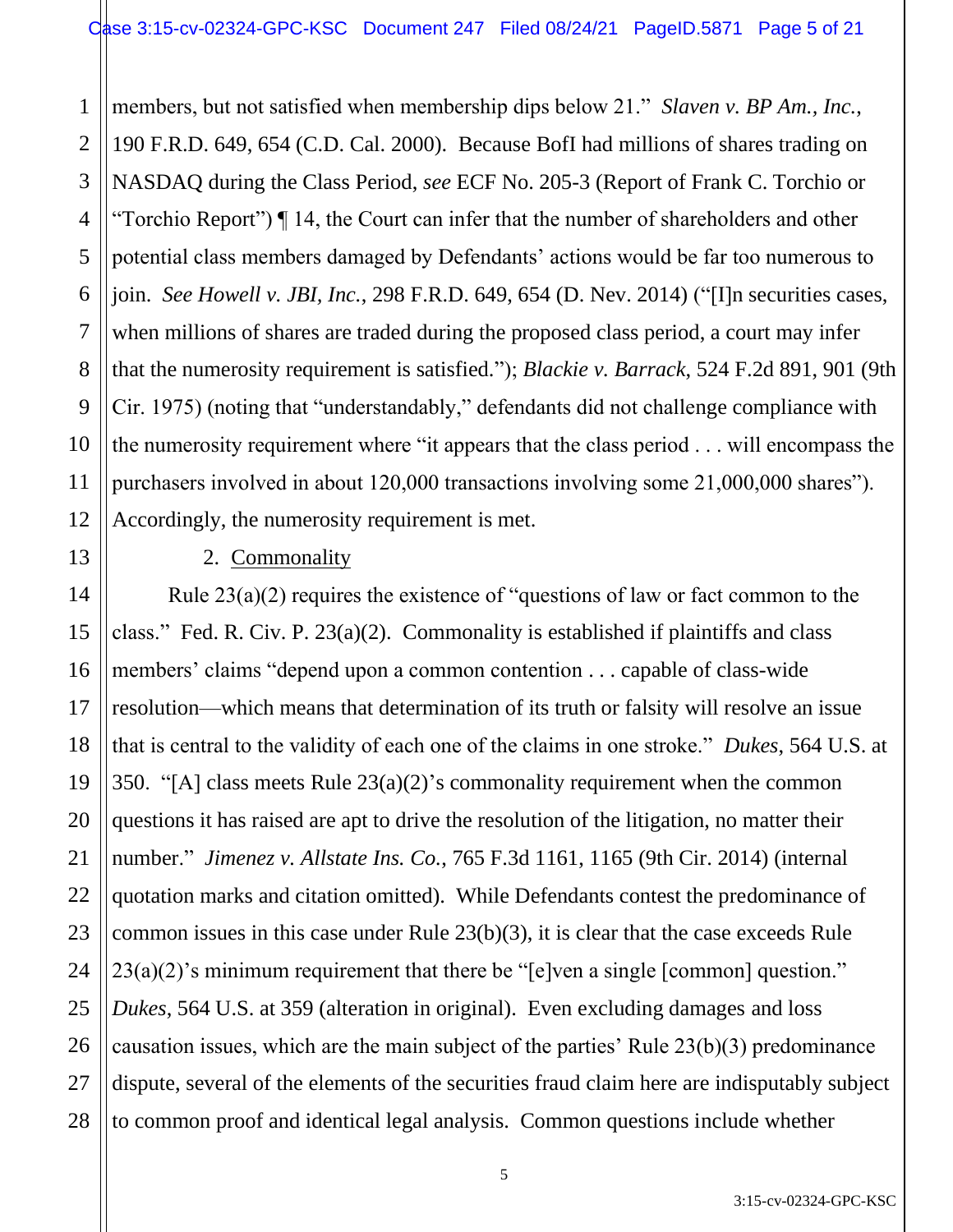members, but not satisfied when membership dips below 21." *Slaven v. BP Am., Inc.*, 190 F.R.D. 649, 654 (C.D. Cal. 2000). Because BofI had millions of shares trading on NASDAQ during the Class Period, *see* ECF No. 205-3 (Report of Frank C. Torchio or "Torchio Report") ¶ 14, the Court can infer that the number of shareholders and other potential class members damaged by Defendants' actions would be far too numerous to join. *See Howell v. JBI, Inc.*, 298 F.R.D. 649, 654 (D. Nev. 2014) ("[I]n securities cases, when millions of shares are traded during the proposed class period, a court may infer that the numerosity requirement is satisfied."); *Blackie v. Barrack*, 524 F.2d 891, 901 (9th Cir. 1975) (noting that "understandably," defendants did not challenge compliance with the numerosity requirement where "it appears that the class period . . . will encompass the purchasers involved in about 120,000 transactions involving some 21,000,000 shares"). Accordingly, the numerosity requirement is met.

2. Commonality

Rule 23(a)(2) requires the existence of "questions of law or fact common to the class." Fed. R. Civ. P. 23(a)(2). Commonality is established if plaintiffs and class members' claims "depend upon a common contention . . . capable of class-wide resolution—which means that determination of its truth or falsity will resolve an issue that is central to the validity of each one of the claims in one stroke." *Dukes*, 564 U.S. at 350. "[A] class meets Rule 23(a)(2)'s commonality requirement when the common questions it has raised are apt to drive the resolution of the litigation, no matter their number." *Jimenez v. Allstate Ins. Co.*, 765 F.3d 1161, 1165 (9th Cir. 2014) (internal quotation marks and citation omitted). While Defendants contest the predominance of common issues in this case under Rule 23(b)(3), it is clear that the case exceeds Rule 23(a)(2)'s minimum requirement that there be "[e]ven a single [common] question." *Dukes*, 564 U.S. at 359 (alteration in original). Even excluding damages and loss causation issues, which are the main subject of the parties' Rule 23(b)(3) predominance dispute, several of the elements of the securities fraud claim here are indisputably subject to common proof and identical legal analysis. Common questions include whether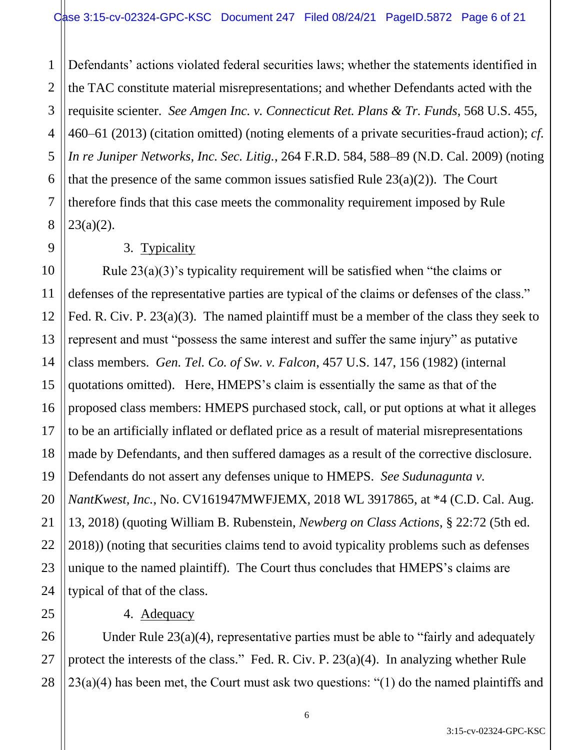Defendants' actions violated federal securities laws; whether the statements identified in the TAC constitute material misrepresentations; and whether Defendants acted with the requisite scienter. *See Amgen Inc. v. Connecticut Ret. Plans & Tr. Funds*, 568 U.S. 455, 460–61 (2013) (citation omitted) (noting elements of a private securities-fraud action); *cf. In re Juniper Networks, Inc. Sec. Litig.*, 264 F.R.D. 584, 588–89 (N.D. Cal. 2009) (noting that the presence of the same common issues satisfied Rule 23(a)(2)). The Court therefore finds that this case meets the commonality requirement imposed by Rule 23(a)(2).

3. Typicality

Rule 23(a)(3)'s typicality requirement will be satisfied when "the claims or defenses of the representative parties are typical of the claims or defenses of the class." Fed. R. Civ. P. 23(a)(3). The named plaintiff must be a member of the class they seek to represent and must "possess the same interest and suffer the same injury" as putative class members. *Gen. Tel. Co. of Sw. v. Falcon*, 457 U.S. 147, 156 (1982) (internal quotations omitted). Here, HMEPS's claim is essentially the same as that of the proposed class members: HMEPS purchased stock, call, or put options at what it alleges to be an artificially inflated or deflated price as a result of material misrepresentations made by Defendants, and then suffered damages as a result of the corrective disclosure. Defendants do not assert any defenses unique to HMEPS. *See Sudunagunta v. NantKwest, Inc.*, No. CV161947MWFJEMX, 2018 WL 3917865, at *4 (C.D. Cal. Aug. 13, 2018) (quoting William B. Rubenstein, *Newberg on Class Actions*, § 22:72 (5th ed. 2018)) (noting that securities claims tend to avoid typicality problems such as defenses unique to the named plaintiff). The Court thus concludes that HMEPS's claims are typical of that of the class.

4. Adequacy

Under Rule 23(a)(4), representative parties must be able to "fairly and adequately protect the interests of the class." Fed. R. Civ. P. 23(a)(4). In analyzing whether Rule 23(a)(4) has been met, the Court must ask two questions: "(1) do the named plaintiffs and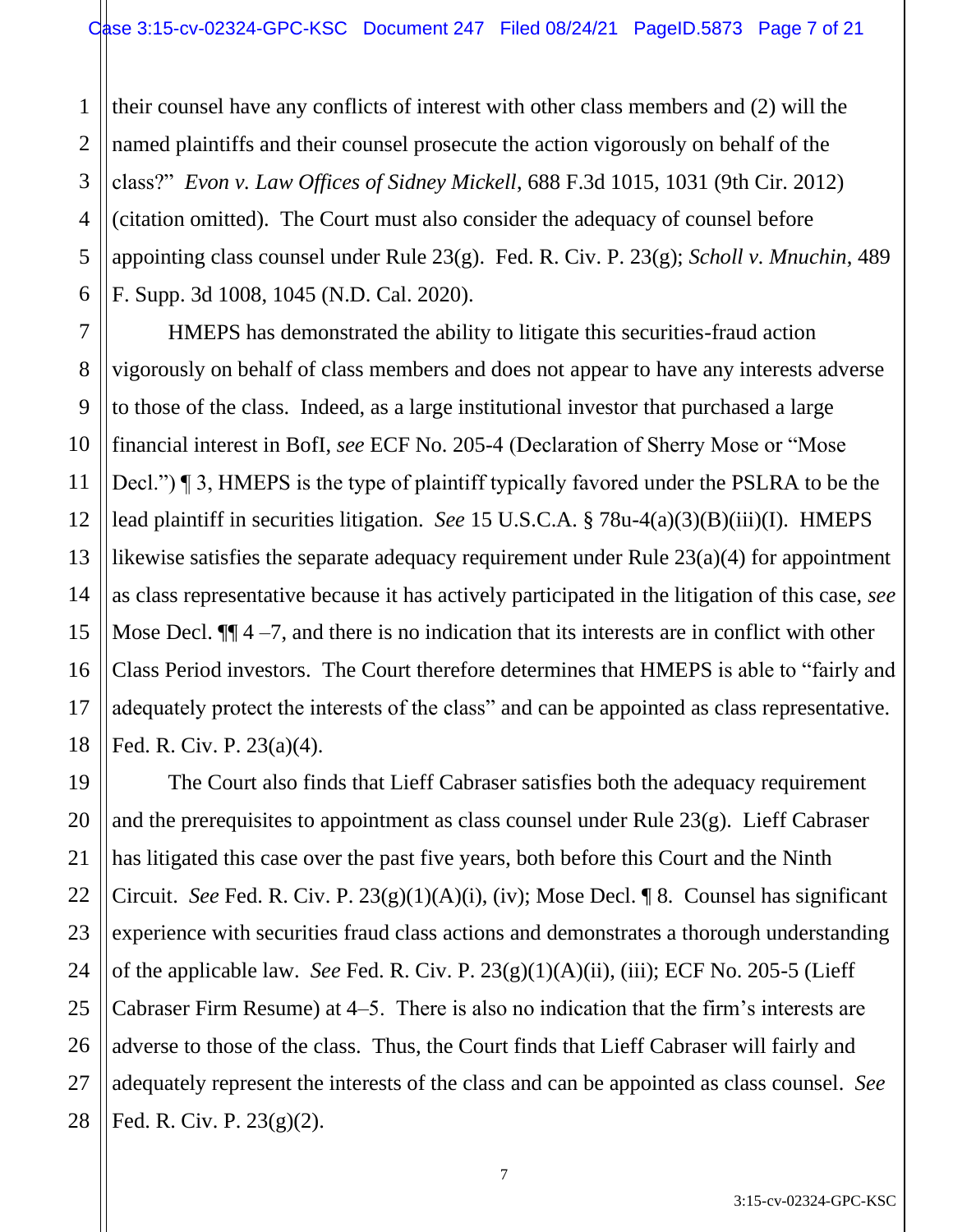their counsel have any conflicts of interest with other class members and (2) will the named plaintiffs and their counsel prosecute the action vigorously on behalf of the class?" *Evon v. Law Offices of Sidney Mickell*, 688 F.3d 1015, 1031 (9th Cir. 2012) (citation omitted). The Court must also consider the adequacy of counsel before appointing class counsel under Rule 23(g). Fed. R. Civ. P. 23(g); *Scholl v. Mnuchin*, 489 F. Supp. 3d 1008, 1045 (N.D. Cal. 2020).

HMEPS has demonstrated the ability to litigate this securities-fraud action vigorously on behalf of class members and does not appear to have any interests adverse to those of the class. Indeed, as a large institutional investor that purchased a large financial interest in BofI, *see* ECF No. 205-4 (Declaration of Sherry Mose or "Mose Decl.") ¶ 3, HMEPS is the type of plaintiff typically favored under the PSLRA to be the lead plaintiff in securities litigation. *See* 15 U.S.C.A. § 78u-4(a)(3)(B)(iii)(I). HMEPS likewise satisfies the separate adequacy requirement under Rule 23(a)(4) for appointment as class representative because it has actively participated in the litigation of this case, *see* Mose Decl. ¶¶ 4 –7, and there is no indication that its interests are in conflict with other Class Period investors. The Court therefore determines that HMEPS is able to "fairly and adequately protect the interests of the class" and can be appointed as class representative. Fed. R. Civ. P. 23(a)(4).

The Court also finds that Lieff Cabraser satisfies both the adequacy requirement and the prerequisites to appointment as class counsel under Rule 23(g). Lieff Cabraser has litigated this case over the past five years, both before this Court and the Ninth Circuit. *See* Fed. R. Civ. P. 23(g)(1)(A)(i), (iv); Mose Decl. ¶ 8. Counsel has significant experience with securities fraud class actions and demonstrates a thorough understanding of the applicable law. *See* Fed. R. Civ. P. 23(g)(1)(A)(ii), (iii); ECF No. 205-5 (Lieff Cabraser Firm Resume) at 4–5. There is also no indication that the firm's interests are adverse to those of the class. Thus, the Court finds that Lieff Cabraser will fairly and adequately represent the interests of the class and can be appointed as class counsel. *See* Fed. R. Civ. P. 23(g)(2).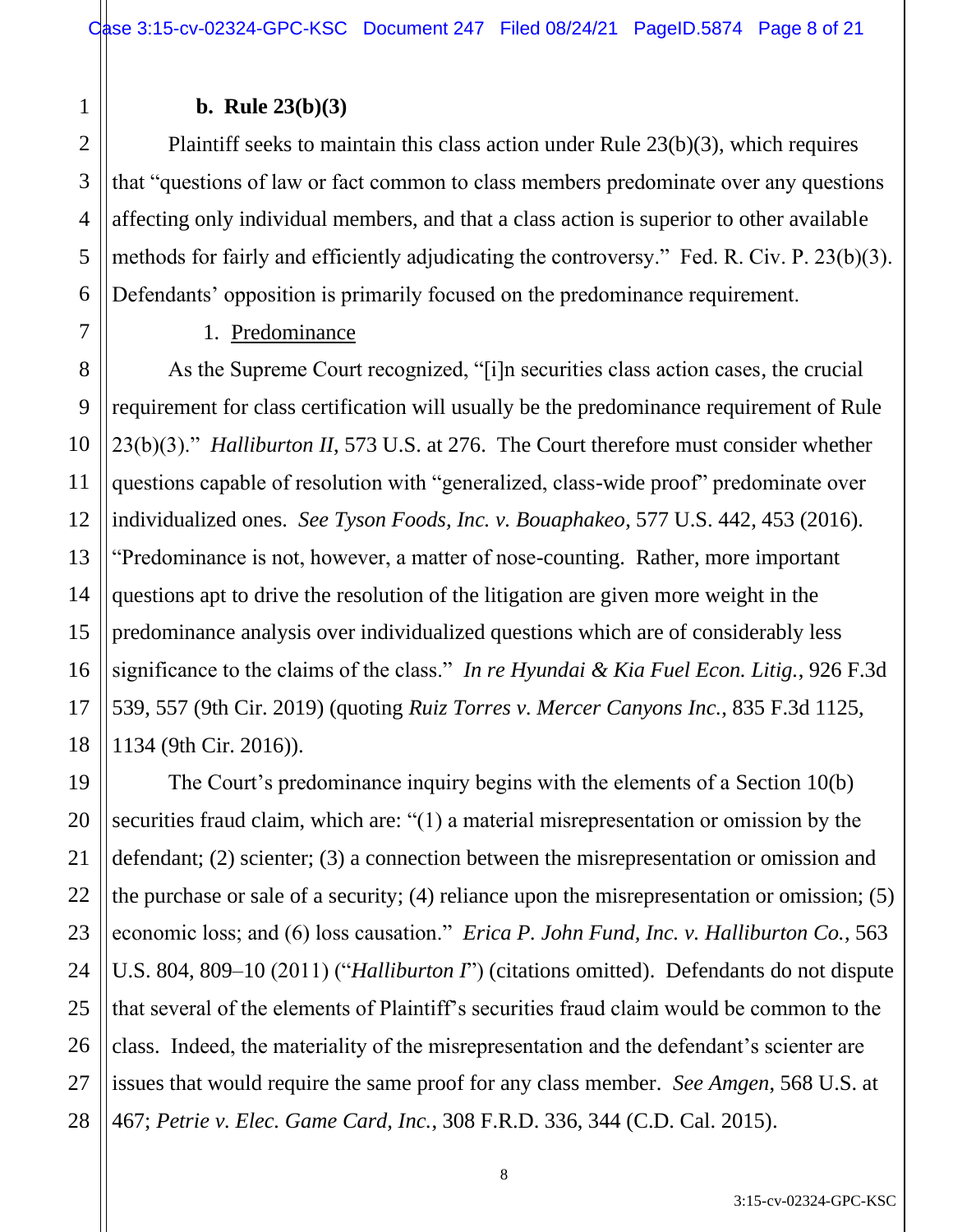**b. Rule 23(b)(3)**

Plaintiff seeks to maintain this class action under Rule 23(b)(3), which requires that "questions of law or fact common to class members predominate over any questions affecting only individual members, and that a class action is superior to other available methods for fairly and efficiently adjudicating the controversy." Fed. R. Civ. P. 23(b)(3). Defendants' opposition is primarily focused on the predominance requirement.

1. Predominance

As the Supreme Court recognized, "[i]n securities class action cases, the crucial requirement for class certification will usually be the predominance requirement of Rule 23(b)(3)." *Halliburton II*, 573 U.S. at 276. The Court therefore must consider whether questions capable of resolution with "generalized, class-wide proof" predominate over individualized ones. *See Tyson Foods, Inc. v. Bouaphakeo*, 577 U.S. 442, 453 (2016). "Predominance is not, however, a matter of nose-counting. Rather, more important questions apt to drive the resolution of the litigation are given more weight in the predominance analysis over individualized questions which are of considerably less significance to the claims of the class." *In re Hyundai & Kia Fuel Econ. Litig.*, 926 F.3d 539, 557 (9th Cir. 2019) (quoting *Ruiz Torres v. Mercer Canyons Inc.*, 835 F.3d 1125, 1134 (9th Cir. 2016)).

The Court's predominance inquiry begins with the elements of a Section 10(b) securities fraud claim, which are: "(1) a material misrepresentation or omission by the defendant; (2) scienter; (3) a connection between the misrepresentation or omission and the purchase or sale of a security; (4) reliance upon the misrepresentation or omission; (5) economic loss; and (6) loss causation." *Erica P. John Fund, Inc. v. Halliburton Co.*, 563 U.S. 804, 809–10 (2011) ("*Halliburton I*") (citations omitted). Defendants do not dispute that several of the elements of Plaintiff's securities fraud claim would be common to the class. Indeed, the materiality of the misrepresentation and the defendant's scienter are issues that would require the same proof for any class member. *See Amgen*, 568 U.S. at 467; *Petrie v. Elec. Game Card, Inc.*, 308 F.R.D. 336, 344 (C.D. Cal. 2015).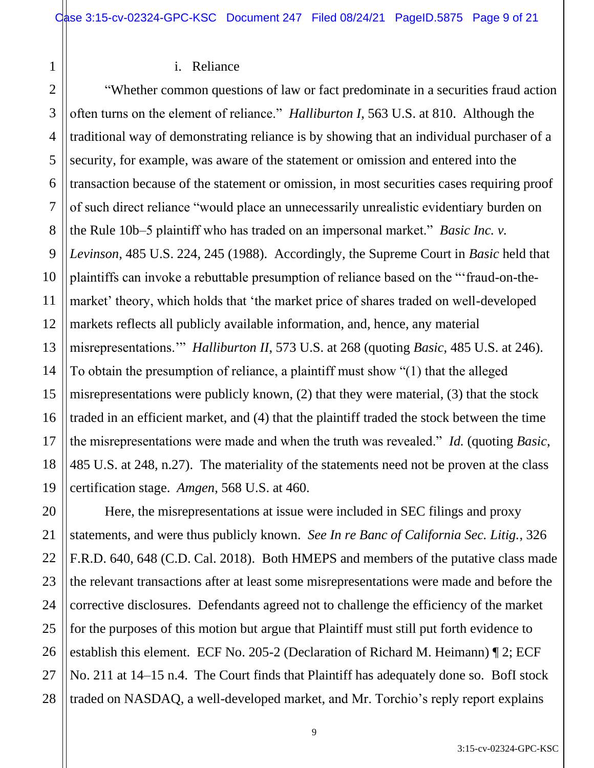i. Reliance

"Whether common questions of law or fact predominate in a securities fraud action often turns on the element of reliance." *Halliburton I*, 563 U.S. at 810. Although the traditional way of demonstrating reliance is by showing that an individual purchaser of a security, for example, was aware of the statement or omission and entered into the transaction because of the statement or omission, in most securities cases requiring proof of such direct reliance "would place an unnecessarily unrealistic evidentiary burden on the Rule 10b–5 plaintiff who has traded on an impersonal market." *Basic Inc. v. Levinson*, 485 U.S. 224, 245 (1988). Accordingly, the Supreme Court in *Basic* held that plaintiffs can invoke a rebuttable presumption of reliance based on the "'fraud-on-the-market' theory, which holds that 'the market price of shares traded on well-developed markets reflects all publicly available information, and, hence, any material misrepresentations.'" *Halliburton II*, 573 U.S. at 268 (quoting *Basic*, 485 U.S. at 246). To obtain the presumption of reliance, a plaintiff must show "(1) that the alleged misrepresentations were publicly known, (2) that they were material, (3) that the stock traded in an efficient market, and (4) that the plaintiff traded the stock between the time the misrepresentations were made and when the truth was revealed." *Id.* (quoting *Basic*, 485 U.S. at 248, n.27). The materiality of the statements need not be proven at the class certification stage. *Amgen*, 568 U.S. at 460.

Here, the misrepresentations at issue were included in SEC filings and proxy statements, and were thus publicly known. *See In re Banc of California Sec. Litig.*, 326 F.R.D. 640, 648 (C.D. Cal. 2018). Both HMEPS and members of the putative class made the relevant transactions after at least some misrepresentations were made and before the corrective disclosures. Defendants agreed not to challenge the efficiency of the market for the purposes of this motion but argue that Plaintiff must still put forth evidence to establish this element. ECF No. 205-2 (Declaration of Richard M. Heimann) ¶ 2; ECF No. 211 at 14–15 n.4. The Court finds that Plaintiff has adequately done so. BofI stock traded on NASDAQ, a well-developed market, and Mr. Torchio's reply report explains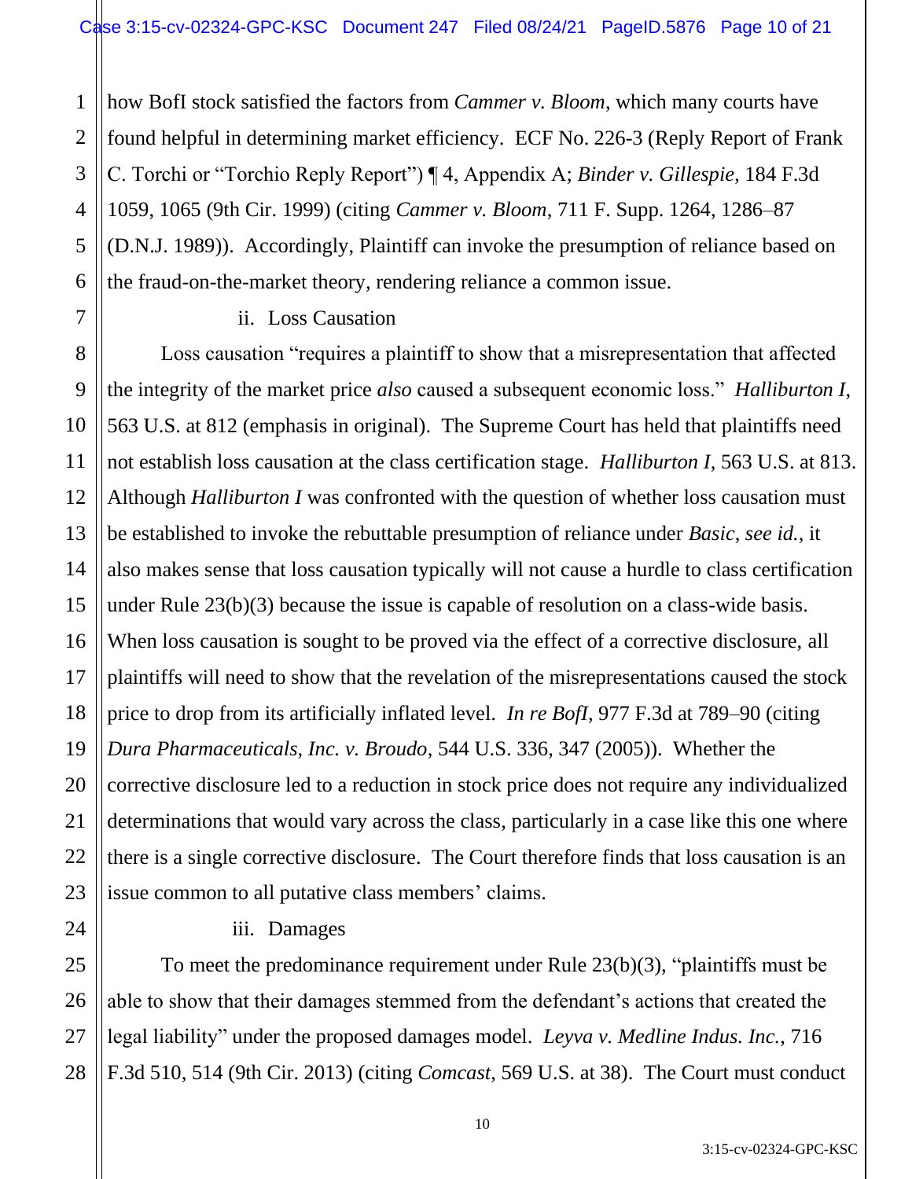how BofI stock satisfied the factors from *Cammer v. Bloom*, which many courts have found helpful in determining market efficiency. ECF No. 226-3 (Reply Report of Frank C. Torchi or "Torchio Reply Report") ¶ 4, Appendix A; *Binder v. Gillespie*, 184 F.3d 1059, 1065 (9th Cir. 1999) (citing *Cammer v. Bloom*, 711 F. Supp. 1264, 1286–87 (D.N.J. 1989)). Accordingly, Plaintiff can invoke the presumption of reliance based on the fraud-on-the-market theory, rendering reliance a common issue.

ii. Loss Causation

Loss causation "requires a plaintiff to show that a misrepresentation that affected the integrity of the market price *also* caused a subsequent economic loss." *Halliburton I*, 563 U.S. at 812 (emphasis in original). The Supreme Court has held that plaintiffs need not establish loss causation at the class certification stage. *Halliburton I*, 563 U.S. at 813. Although *Halliburton I* was confronted with the question of whether loss causation must be established to invoke the rebuttable presumption of reliance under *Basic*, *see id.*, it also makes sense that loss causation typically will not cause a hurdle to class certification under Rule 23(b)(3) because the issue is capable of resolution on a class-wide basis. When loss causation is sought to be proved via the effect of a corrective disclosure, all plaintiffs will need to show that the revelation of the misrepresentations caused the stock price to drop from its artificially inflated level. *In re BofI*, 977 F.3d at 789–90 (citing *Dura Pharmaceuticals, Inc. v. Broudo*, 544 U.S. 336, 347 (2005)). Whether the corrective disclosure led to a reduction in stock price does not require any individualized determinations that would vary across the class, particularly in a case like this one where there is a single corrective disclosure. The Court therefore finds that loss causation is an issue common to all putative class members' claims.

iii. Damages

To meet the predominance requirement under Rule 23(b)(3), "plaintiffs must be able to show that their damages stemmed from the defendant's actions that created the legal liability" under the proposed damages model. *Leyva v. Medline Indus. Inc.*, 716 F.3d 510, 514 (9th Cir. 2013) (citing *Comcast*, 569 U.S. at 38). The Court must conduct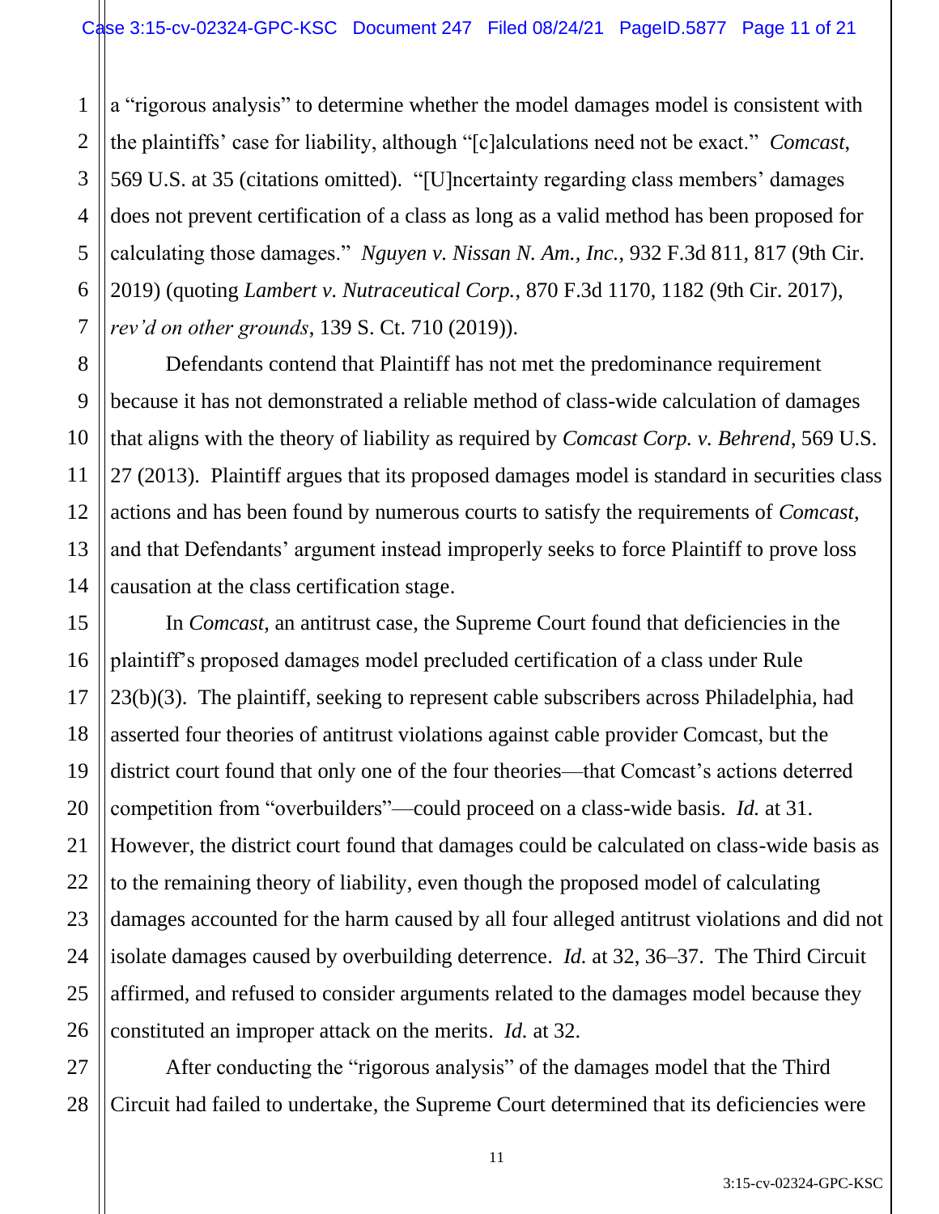a "rigorous analysis" to determine whether the model damages model is consistent with the plaintiffs' case for liability, although "[c]alculations need not be exact." *Comcast*, 569 U.S. at 35 (citations omitted). "[U]ncertainty regarding class members' damages does not prevent certification of a class as long as a valid method has been proposed for calculating those damages." *Nguyen v. Nissan N. Am., Inc.*, 932 F.3d 811, 817 (9th Cir. 2019) (quoting *Lambert v. Nutraceutical Corp.*, 870 F.3d 1170, 1182 (9th Cir. 2017), *rev'd on other grounds*, 139 S. Ct. 710 (2019)).

Defendants contend that Plaintiff has not met the predominance requirement because it has not demonstrated a reliable method of class-wide calculation of damages that aligns with the theory of liability as required by *Comcast Corp. v. Behrend*, 569 U.S. 27 (2013). Plaintiff argues that its proposed damages model is standard in securities class actions and has been found by numerous courts to satisfy the requirements of *Comcast*, and that Defendants' argument instead improperly seeks to force Plaintiff to prove loss causation at the class certification stage.

In *Comcast*, an antitrust case, the Supreme Court found that deficiencies in the plaintiff's proposed damages model precluded certification of a class under Rule 23(b)(3). The plaintiff, seeking to represent cable subscribers across Philadelphia, had asserted four theories of antitrust violations against cable provider Comcast, but the district court found that only one of the four theories—that Comcast's actions deterred competition from "overbuilders"—could proceed on a class-wide basis. *Id.* at 31. However, the district court found that damages could be calculated on class-wide basis as to the remaining theory of liability, even though the proposed model of calculating damages accounted for the harm caused by all four alleged antitrust violations and did not isolate damages caused by overbuilding deterrence. *Id.* at 32, 36–37. The Third Circuit affirmed, and refused to consider arguments related to the damages model because they constituted an improper attack on the merits. *Id.* at 32.

After conducting the "rigorous analysis" of the damages model that the Third Circuit had failed to undertake, the Supreme Court determined that its deficiencies were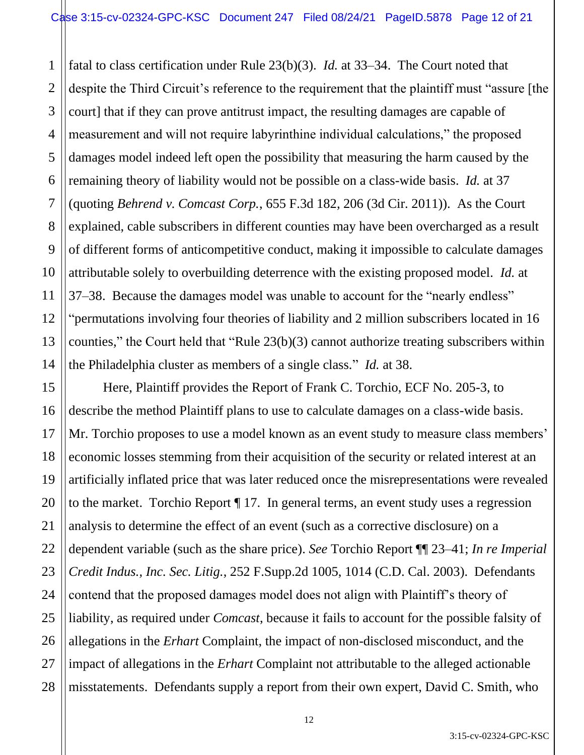fatal to class certification under Rule 23(b)(3). *Id.* at 33–34. The Court noted that despite the Third Circuit's reference to the requirement that the plaintiff must "assure [the court] that if they can prove antitrust impact, the resulting damages are capable of measurement and will not require labyrinthine individual calculations," the proposed damages model indeed left open the possibility that measuring the harm caused by the remaining theory of liability would not be possible on a class-wide basis. *Id.* at 37 (quoting *Behrend v. Comcast Corp.*, 655 F.3d 182, 206 (3d Cir. 2011)). As the Court explained, cable subscribers in different counties may have been overcharged as a result of different forms of anticompetitive conduct, making it impossible to calculate damages attributable solely to overbuilding deterrence with the existing proposed model. *Id.* at 37–38. Because the damages model was unable to account for the "nearly endless" "permutations involving four theories of liability and 2 million subscribers located in 16 counties," the Court held that "Rule 23(b)(3) cannot authorize treating subscribers within the Philadelphia cluster as members of a single class." *Id.* at 38.

Here, Plaintiff provides the Report of Frank C. Torchio, ECF No. 205-3, to describe the method Plaintiff plans to use to calculate damages on a class-wide basis. Mr. Torchio proposes to use a model known as an event study to measure class members' economic losses stemming from their acquisition of the security or related interest at an artificially inflated price that was later reduced once the misrepresentations were revealed to the market. Torchio Report ¶ 17. In general terms, an event study uses a regression analysis to determine the effect of an event (such as a corrective disclosure) on a dependent variable (such as the share price). *See* Torchio Report ¶¶ 23–41; *In re Imperial Credit Indus., Inc. Sec. Litig.*, 252 F.Supp.2d 1005, 1014 (C.D. Cal. 2003). Defendants contend that the proposed damages model does not align with Plaintiff's theory of liability, as required under *Comcast*, because it fails to account for the possible falsity of allegations in the *Erhart* Complaint, the impact of non-disclosed misconduct, and the impact of allegations in the *Erhart* Complaint not attributable to the alleged actionable misstatements. Defendants supply a report from their own expert, David C. Smith, who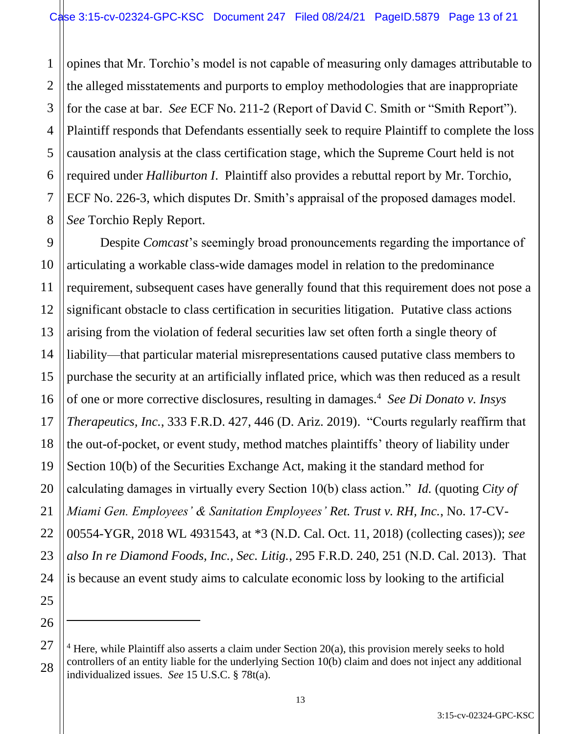opines that Mr. Torchio's model is not capable of measuring only damages attributable to the alleged misstatements and purports to employ methodologies that are inappropriate for the case at bar. *See* ECF No. 211-2 (Report of David C. Smith or "Smith Report"). Plaintiff responds that Defendants essentially seek to require Plaintiff to complete the loss causation analysis at the class certification stage, which the Supreme Court held is not required under *Halliburton I*. Plaintiff also provides a rebuttal report by Mr. Torchio, ECF No. 226-3, which disputes Dr. Smith's appraisal of the proposed damages model. *See* Torchio Reply Report.

Despite *Comcast*'s seemingly broad pronouncements regarding the importance of articulating a workable class-wide damages model in relation to the predominance requirement, subsequent cases have generally found that this requirement does not pose a significant obstacle to class certification in securities litigation. Putative class actions arising from the violation of federal securities law set often forth a single theory of liability—that particular material misrepresentations caused putative class members to purchase the security at an artificially inflated price, which was then reduced as a result of one or more corrective disclosures, resulting in damages.[4] *See Di Donato v. Insys Therapeutics, Inc.*, 333 F.R.D. 427, 446 (D. Ariz. 2019). "Courts regularly reaffirm that the out-of-pocket, or event study, method matches plaintiffs' theory of liability under Section 10(b) of the Securities Exchange Act, making it the standard method for calculating damages in virtually every Section 10(b) class action." *Id.* (quoting *City of Miami Gen. Employees' & Sanitation Employees' Ret. Trust v. RH, Inc.*, No. 17-CV-00554-YGR, 2018 WL 4931543, at *3 (N.D. Cal. Oct. 11, 2018) (collecting cases)); *see also In re Diamond Foods, Inc., Sec. Litig.*, 295 F.R.D. 240, 251 (N.D. Cal. 2013). That is because an event study aims to calculate economic loss by looking to the artificial

---

[4] Here, while Plaintiff also asserts a claim under Section 20(a), this provision merely seeks to hold controllers of an entity liable for the underlying Section 10(b) claim and does not inject any additional individualized issues. *See* 15 U.S.C. § 78t(a).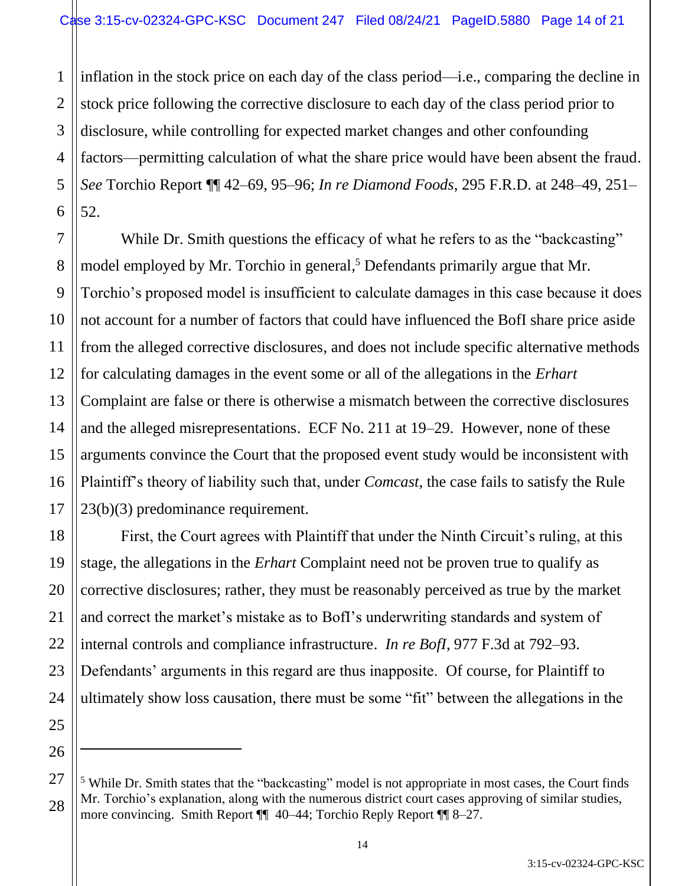inflation in the stock price on each day of the class period—i.e., comparing the decline in stock price following the corrective disclosure to each day of the class period prior to disclosure, while controlling for expected market changes and other confounding factors—permitting calculation of what the share price would have been absent the fraud. *See* Torchio Report ¶¶ 42–69, 95–96; *In re Diamond Foods*, 295 F.R.D. at 248–49, 251–52.

While Dr. Smith questions the efficacy of what he refers to as the "backcasting" model employed by Mr. Torchio in general,[5] Defendants primarily argue that Mr. Torchio's proposed model is insufficient to calculate damages in this case because it does not account for a number of factors that could have influenced the BofI share price aside from the alleged corrective disclosures, and does not include specific alternative methods for calculating damages in the event some or all of the allegations in the *Erhart* Complaint are false or there is otherwise a mismatch between the corrective disclosures and the alleged misrepresentations. ECF No. 211 at 19–29. However, none of these arguments convince the Court that the proposed event study would be inconsistent with Plaintiff's theory of liability such that, under *Comcast*, the case fails to satisfy the Rule 23(b)(3) predominance requirement.

First, the Court agrees with Plaintiff that under the Ninth Circuit's ruling, at this stage, the allegations in the *Erhart* Complaint need not be proven true to qualify as corrective disclosures; rather, they must be reasonably perceived as true by the market and correct the market's mistake as to BofI's underwriting standards and system of internal controls and compliance infrastructure. *In re BofI*, 977 F.3d at 792–93. Defendants' arguments in this regard are thus inapposite. Of course, for Plaintiff to ultimately show loss causation, there must be some "fit" between the allegations in the

---

[5] While Dr. Smith states that the "backcasting" model is not appropriate in most cases, the Court finds Mr. Torchio's explanation, along with the numerous district court cases approving of similar studies, more convincing. Smith Report ¶¶ 40–44; Torchio Reply Report ¶¶ 8–27.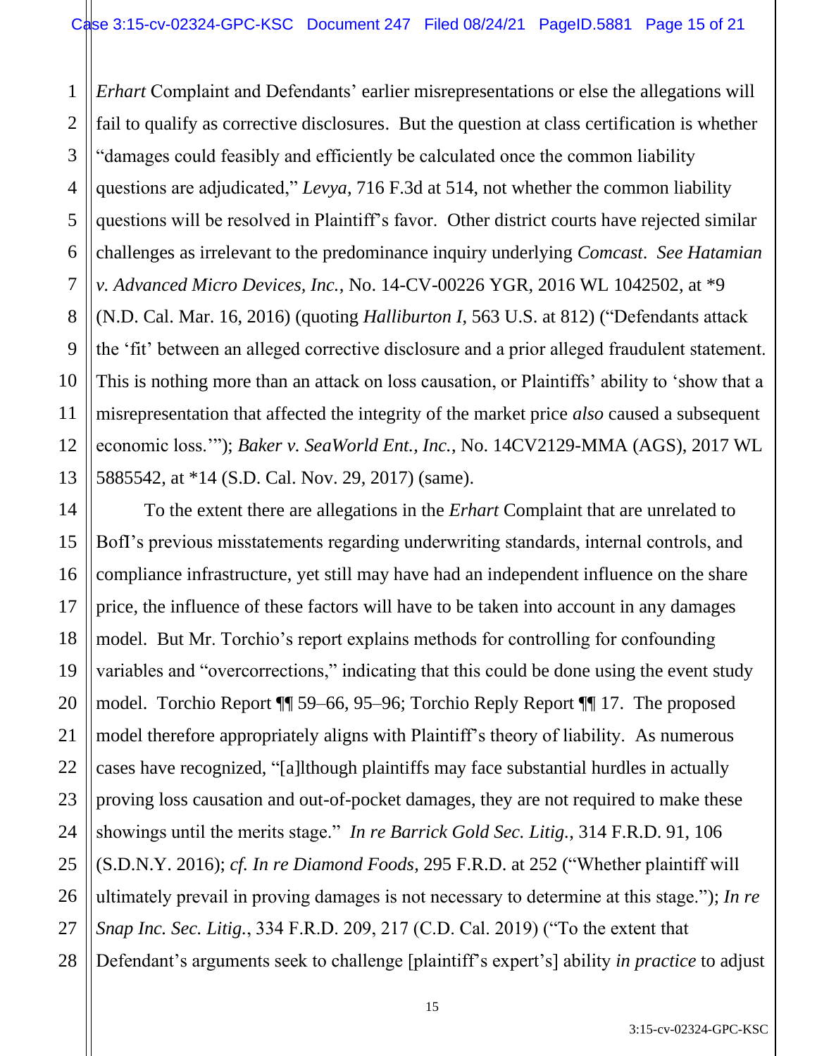*Erhart* Complaint and Defendants' earlier misrepresentations or else the allegations will fail to qualify as corrective disclosures. But the question at class certification is whether "damages could feasibly and efficiently be calculated once the common liability questions are adjudicated," *Levya*, 716 F.3d at 514, not whether the common liability questions will be resolved in Plaintiff's favor. Other district courts have rejected similar challenges as irrelevant to the predominance inquiry underlying *Comcast*. *See Hatamian v. Advanced Micro Devices, Inc.*, No. 14-CV-00226 YGR, 2016 WL 1042502, at *9 (N.D. Cal. Mar. 16, 2016) (quoting *Halliburton I*, 563 U.S. at 812) ("Defendants attack the 'fit' between an alleged corrective disclosure and a prior alleged fraudulent statement. This is nothing more than an attack on loss causation, or Plaintiffs' ability to 'show that a misrepresentation that affected the integrity of the market price *also* caused a subsequent economic loss.'"); *Baker v. SeaWorld Ent., Inc.*, No. 14CV2129-MMA (AGS), 2017 WL 5885542, at *14 (S.D. Cal. Nov. 29, 2017) (same).

To the extent there are allegations in the *Erhart* Complaint that are unrelated to BofI's previous misstatements regarding underwriting standards, internal controls, and compliance infrastructure, yet still may have had an independent influence on the share price, the influence of these factors will have to be taken into account in any damages model. But Mr. Torchio's report explains methods for controlling for confounding variables and "overcorrections," indicating that this could be done using the event study model. Torchio Report ¶¶ 59–66, 95–96; Torchio Reply Report ¶¶ 17. The proposed model therefore appropriately aligns with Plaintiff's theory of liability. As numerous cases have recognized, "[a]lthough plaintiffs may face substantial hurdles in actually proving loss causation and out-of-pocket damages, they are not required to make these showings until the merits stage." *In re Barrick Gold Sec. Litig.*, 314 F.R.D. 91, 106 (S.D.N.Y. 2016); *cf. In re Diamond Foods*, 295 F.R.D. at 252 ("Whether plaintiff will ultimately prevail in proving damages is not necessary to determine at this stage."); *In re Snap Inc. Sec. Litig.*, 334 F.R.D. 209, 217 (C.D. Cal. 2019) ("To the extent that Defendant's arguments seek to challenge [plaintiff's expert's] ability *in practice* to adjust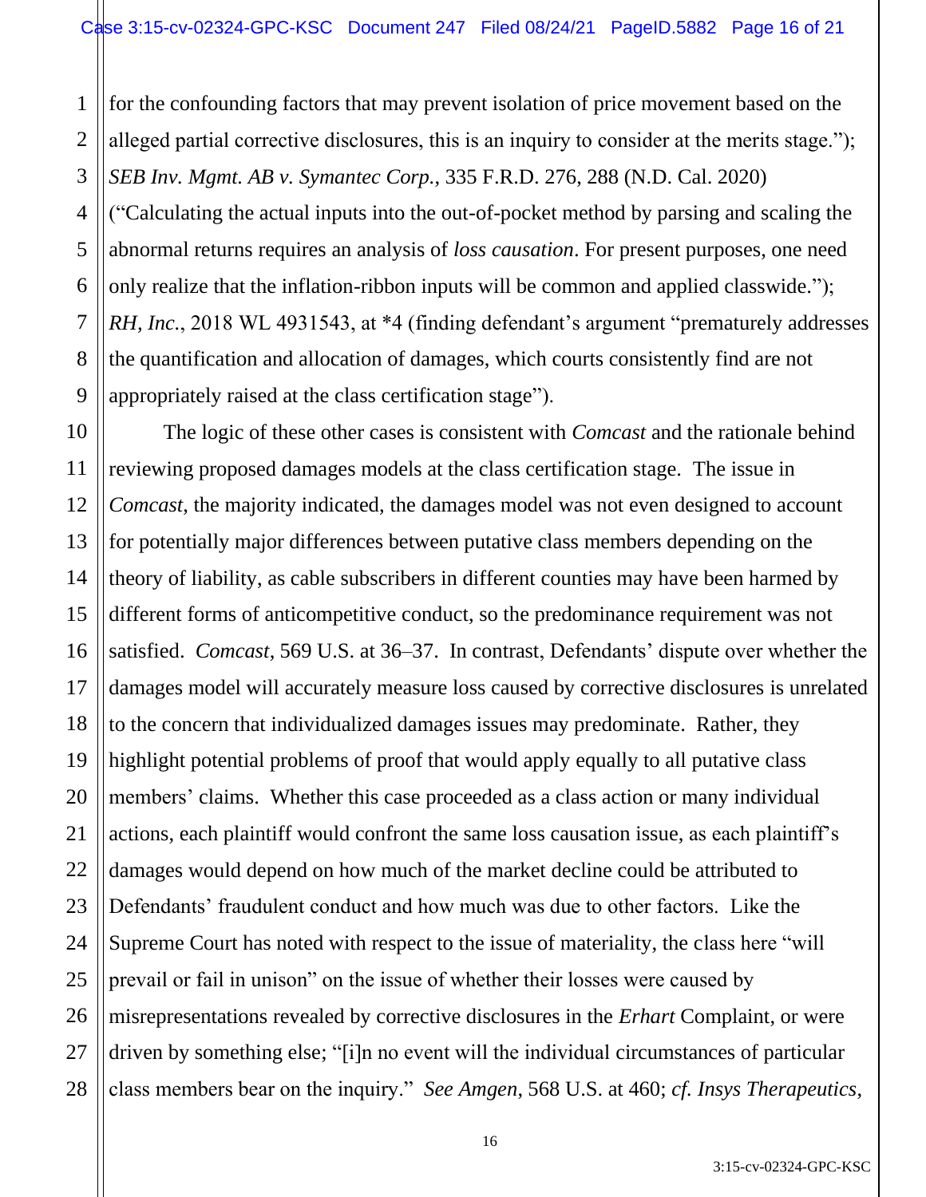for the confounding factors that may prevent isolation of price movement based on the alleged partial corrective disclosures, this is an inquiry to consider at the merits stage."); *SEB Inv. Mgmt. AB v. Symantec Corp.*, 335 F.R.D. 276, 288 (N.D. Cal. 2020) ("Calculating the actual inputs into the out-of-pocket method by parsing and scaling the abnormal returns requires an analysis of *loss causation*. For present purposes, one need only realize that the inflation-ribbon inputs will be common and applied classwide."); *RH, Inc.*, 2018 WL 4931543, at *4 (finding defendant's argument "prematurely addresses the quantification and allocation of damages, which courts consistently find are not appropriately raised at the class certification stage").

The logic of these other cases is consistent with *Comcast* and the rationale behind reviewing proposed damages models at the class certification stage. The issue in *Comcast*, the majority indicated, the damages model was not even designed to account for potentially major differences between putative class members depending on the theory of liability, as cable subscribers in different counties may have been harmed by different forms of anticompetitive conduct, so the predominance requirement was not satisfied. *Comcast*, 569 U.S. at 36–37. In contrast, Defendants' dispute over whether the damages model will accurately measure loss caused by corrective disclosures is unrelated to the concern that individualized damages issues may predominate. Rather, they highlight potential problems of proof that would apply equally to all putative class members' claims. Whether this case proceeded as a class action or many individual actions, each plaintiff would confront the same loss causation issue, as each plaintiff's damages would depend on how much of the market decline could be attributed to Defendants' fraudulent conduct and how much was due to other factors. Like the Supreme Court has noted with respect to the issue of materiality, the class here "will prevail or fail in unison" on the issue of whether their losses were caused by misrepresentations revealed by corrective disclosures in the *Erhart* Complaint, or were driven by something else; "[i]n no event will the individual circumstances of particular class members bear on the inquiry." *See Amgen*, 568 U.S. at 460; *cf. Insys Therapeutics*,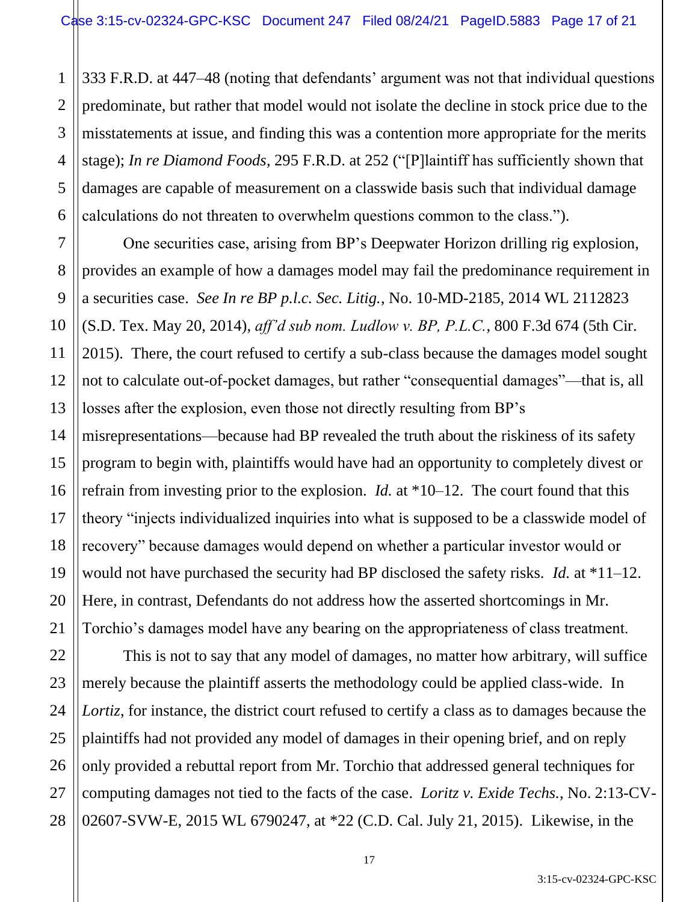333 F.R.D. at 447–48 (noting that defendants' argument was not that individual questions predominate, but rather that model would not isolate the decline in stock price due to the misstatements at issue, and finding this was a contention more appropriate for the merits stage); *In re Diamond Foods*, 295 F.R.D. at 252 ("[P]laintiff has sufficiently shown that damages are capable of measurement on a classwide basis such that individual damage calculations do not threaten to overwhelm questions common to the class.").

One securities case, arising from BP's Deepwater Horizon drilling rig explosion, provides an example of how a damages model may fail the predominance requirement in a securities case. *See In re BP p.l.c. Sec. Litig.*, No. 10-MD-2185, 2014 WL 2112823 (S.D. Tex. May 20, 2014), *aff'd sub nom. Ludlow v. BP, P.L.C.*, 800 F.3d 674 (5th Cir. 2015). There, the court refused to certify a sub-class because the damages model sought not to calculate out-of-pocket damages, but rather "consequential damages"—that is, all losses after the explosion, even those not directly resulting from BP's misrepresentations—because had BP revealed the truth about the riskiness of its safety program to begin with, plaintiffs would have had an opportunity to completely divest or refrain from investing prior to the explosion. *Id.* at *10–12. The court found that this theory "injects individualized inquiries into what is supposed to be a classwide model of recovery" because damages would depend on whether a particular investor would or would not have purchased the security had BP disclosed the safety risks. *Id.* at *11–12. Here, in contrast, Defendants do not address how the asserted shortcomings in Mr. Torchio's damages model have any bearing on the appropriateness of class treatment.

This is not to say that any model of damages, no matter how arbitrary, will suffice merely because the plaintiff asserts the methodology could be applied class-wide. In *Lortiz*, for instance, the district court refused to certify a class as to damages because the plaintiffs had not provided any model of damages in their opening brief, and on reply only provided a rebuttal report from Mr. Torchio that addressed general techniques for computing damages not tied to the facts of the case. *Loritz v. Exide Techs.*, No. 2:13-CV-02607-SVW-E, 2015 WL 6790247, at *22 (C.D. Cal. July 21, 2015). Likewise, in the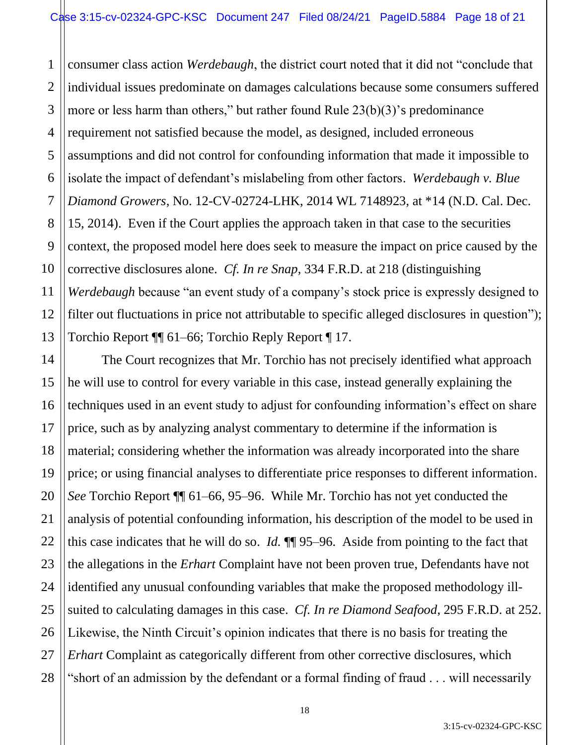consumer class action *Werdebaugh*, the district court noted that it did not "conclude that individual issues predominate on damages calculations because some consumers suffered more or less harm than others," but rather found Rule 23(b)(3)'s predominance requirement not satisfied because the model, as designed, included erroneous assumptions and did not control for confounding information that made it impossible to isolate the impact of defendant's mislabeling from other factors. *Werdebaugh v. Blue Diamond Growers*, No. 12-CV-02724-LHK, 2014 WL 7148923, at *14 (N.D. Cal. Dec. 15, 2014). Even if the Court applies the approach taken in that case to the securities context, the proposed model here does seek to measure the impact on price caused by the corrective disclosures alone. *Cf. In re Snap*, 334 F.R.D. at 218 (distinguishing *Werdebaugh* because "an event study of a company's stock price is expressly designed to filter out fluctuations in price not attributable to specific alleged disclosures in question"); Torchio Report ¶¶ 61–66; Torchio Reply Report ¶ 17.

The Court recognizes that Mr. Torchio has not precisely identified what approach he will use to control for every variable in this case, instead generally explaining the techniques used in an event study to adjust for confounding information's effect on share price, such as by analyzing analyst commentary to determine if the information is material; considering whether the information was already incorporated into the share price; or using financial analyses to differentiate price responses to different information. *See* Torchio Report ¶¶ 61–66, 95–96. While Mr. Torchio has not yet conducted the analysis of potential confounding information, his description of the model to be used in this case indicates that he will do so. *Id.* ¶¶ 95–96. Aside from pointing to the fact that the allegations in the *Erhart* Complaint have not been proven true, Defendants have not identified any unusual confounding variables that make the proposed methodology ill-suited to calculating damages in this case. *Cf. In re Diamond Seafood*, 295 F.R.D. at 252. Likewise, the Ninth Circuit's opinion indicates that there is no basis for treating the *Erhart* Complaint as categorically different from other corrective disclosures, which "short of an admission by the defendant or a formal finding of fraud . . . will necessarily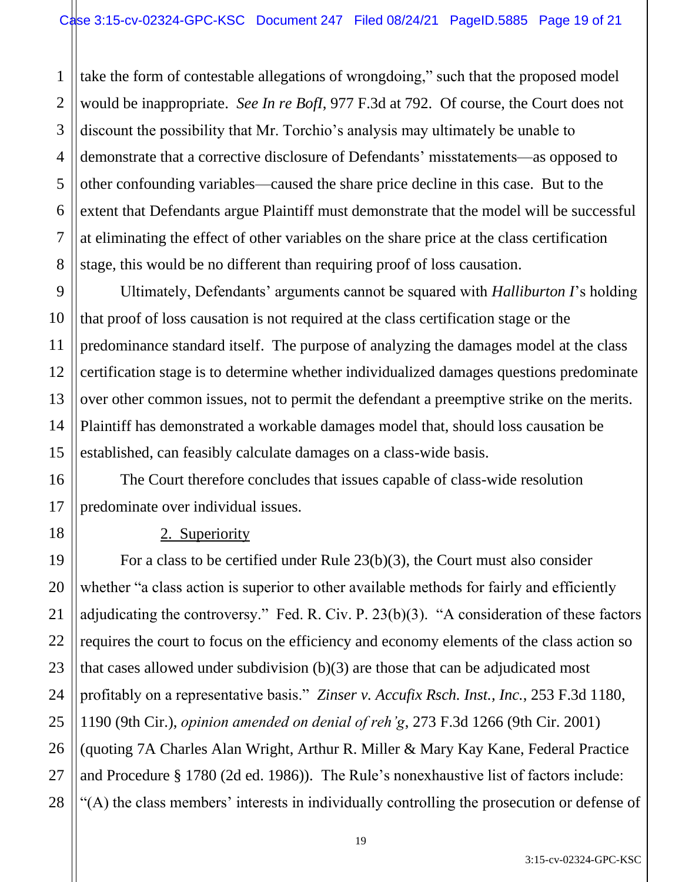take the form of contestable allegations of wrongdoing," such that the proposed model would be inappropriate. *See In re BofI*, 977 F.3d at 792. Of course, the Court does not discount the possibility that Mr. Torchio's analysis may ultimately be unable to demonstrate that a corrective disclosure of Defendants' misstatements—as opposed to other confounding variables—caused the share price decline in this case. But to the extent that Defendants argue Plaintiff must demonstrate that the model will be successful at eliminating the effect of other variables on the share price at the class certification stage, this would be no different than requiring proof of loss causation.

Ultimately, Defendants' arguments cannot be squared with *Halliburton I*'s holding that proof of loss causation is not required at the class certification stage or the predominance standard itself. The purpose of analyzing the damages model at the class certification stage is to determine whether individualized damages questions predominate over other common issues, not to permit the defendant a preemptive strike on the merits. Plaintiff has demonstrated a workable damages model that, should loss causation be established, can feasibly calculate damages on a class-wide basis.

The Court therefore concludes that issues capable of class-wide resolution predominate over individual issues.

2. Superiority

For a class to be certified under Rule 23(b)(3), the Court must also consider whether "a class action is superior to other available methods for fairly and efficiently adjudicating the controversy." Fed. R. Civ. P. 23(b)(3). "A consideration of these factors requires the court to focus on the efficiency and economy elements of the class action so that cases allowed under subdivision (b)(3) are those that can be adjudicated most profitably on a representative basis." *Zinser v. Accufix Rsch. Inst., Inc.*, 253 F.3d 1180, 1190 (9th Cir.), *opinion amended on denial of reh'g*, 273 F.3d 1266 (9th Cir. 2001) (quoting 7A Charles Alan Wright, Arthur R. Miller & Mary Kay Kane, Federal Practice and Procedure § 1780 (2d ed. 1986)). The Rule's nonexhaustive list of factors include: "(A) the class members' interests in individually controlling the prosecution or defense of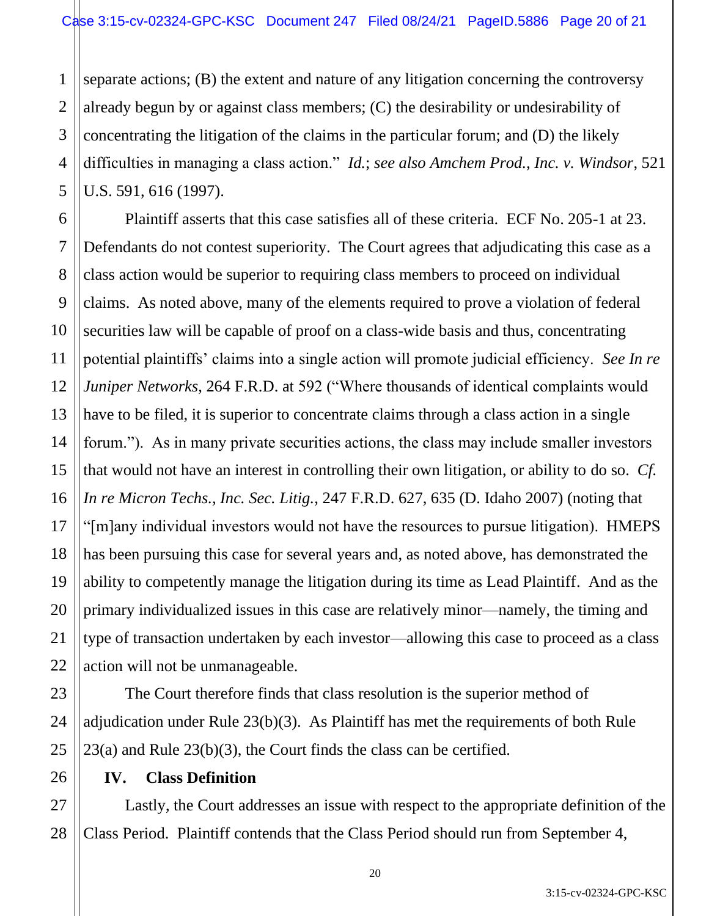separate actions; (B) the extent and nature of any litigation concerning the controversy already begun by or against class members; (C) the desirability or undesirability of concentrating the litigation of the claims in the particular forum; and (D) the likely difficulties in managing a class action." *Id.*; *see also Amchem Prod., Inc. v. Windsor*, 521 U.S. 591, 616 (1997).

Plaintiff asserts that this case satisfies all of these criteria. ECF No. 205-1 at 23. Defendants do not contest superiority. The Court agrees that adjudicating this case as a class action would be superior to requiring class members to proceed on individual claims. As noted above, many of the elements required to prove a violation of federal securities law will be capable of proof on a class-wide basis and thus, concentrating potential plaintiffs' claims into a single action will promote judicial efficiency. *See In re Juniper Networks*, 264 F.R.D. at 592 ("Where thousands of identical complaints would have to be filed, it is superior to concentrate claims through a class action in a single forum."). As in many private securities actions, the class may include smaller investors that would not have an interest in controlling their own litigation, or ability to do so. *Cf. In re Micron Techs., Inc. Sec. Litig.*, 247 F.R.D. 627, 635 (D. Idaho 2007) (noting that "[m]any individual investors would not have the resources to pursue litigation). HMEPS has been pursuing this case for several years and, as noted above, has demonstrated the ability to competently manage the litigation during its time as Lead Plaintiff. And as the primary individualized issues in this case are relatively minor—namely, the timing and type of transaction undertaken by each investor—allowing this case to proceed as a class action will not be unmanageable.

The Court therefore finds that class resolution is the superior method of adjudication under Rule 23(b)(3). As Plaintiff has met the requirements of both Rule 23(a) and Rule 23(b)(3), the Court finds the class can be certified.

## IV. Class Definition

Lastly, the Court addresses an issue with respect to the appropriate definition of the Class Period. Plaintiff contends that the Class Period should run from September 4,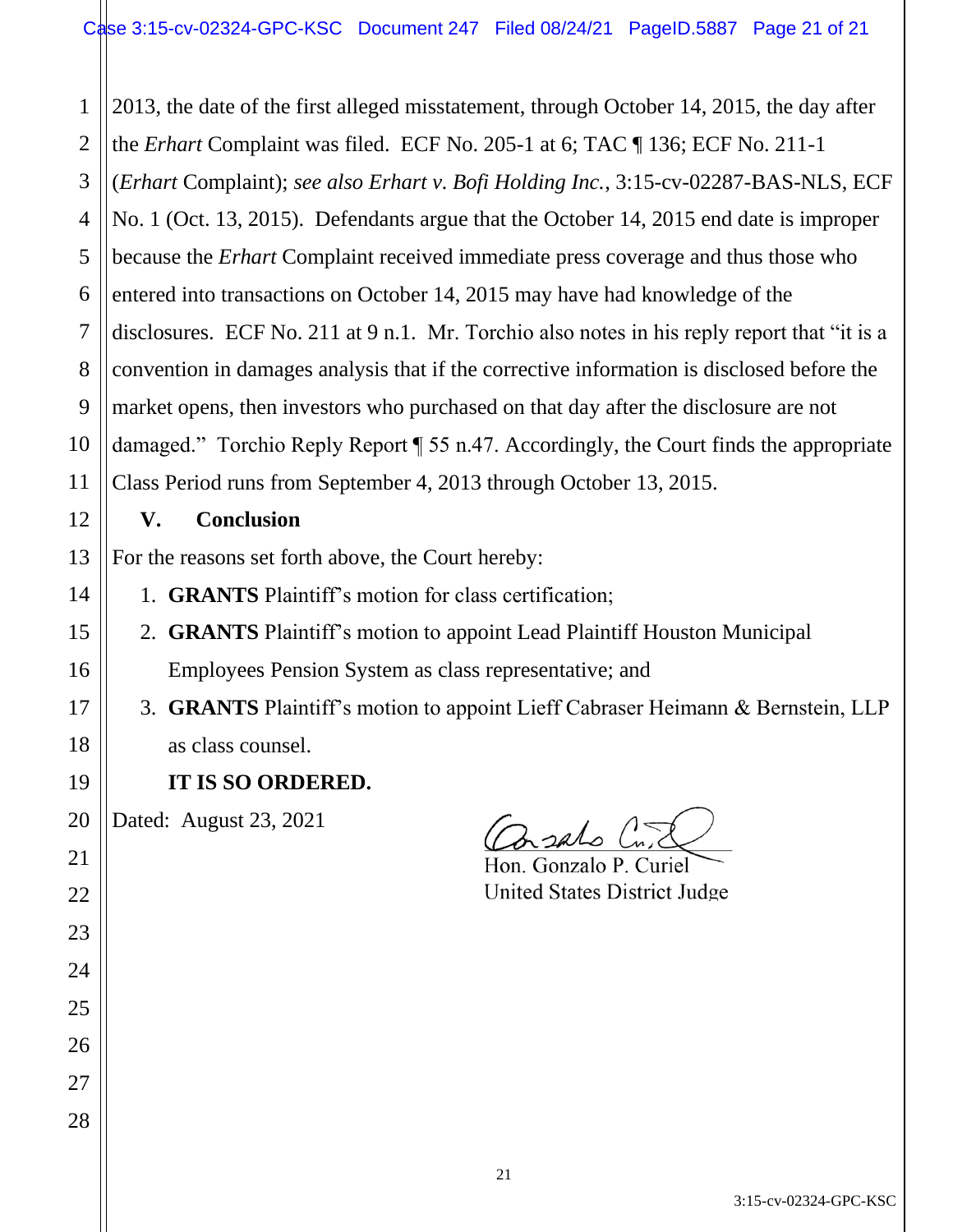2013, the date of the first alleged misstatement, through October 14, 2015, the day after the *Erhart* Complaint was filed. ECF No. 205-1 at 6; TAC ¶ 136; ECF No. 211-1 (*Erhart* Complaint); *see also Erhart v. Bofi Holding Inc.*, 3:15-cv-02287-BAS-NLS, ECF No. 1 (Oct. 13, 2015). Defendants argue that the October 14, 2015 end date is improper because the *Erhart* Complaint received immediate press coverage and thus those who entered into transactions on October 14, 2015 may have had knowledge of the disclosures. ECF No. 211 at 9 n.1. Mr. Torchio also notes in his reply report that "it is a convention in damages analysis that if the corrective information is disclosed before the market opens, then investors who purchased on that day after the disclosure are not damaged." Torchio Reply Report ¶ 55 n.47. Accordingly, the Court finds the appropriate Class Period runs from September 4, 2013 through October 13, 2015.

## V. Conclusion

For the reasons set forth above, the Court hereby:

1. **GRANTS** Plaintiff's motion for class certification;
2. **GRANTS** Plaintiff's motion to appoint Lead Plaintiff Houston Municipal Employees Pension System as class representative; and
3. **GRANTS** Plaintiff's motion to appoint Lieff Cabraser Heimann & Bernstein, LLP as class counsel.

**IT IS SO ORDERED.**

Dated: August 23, 2021

Hon. Gonzalo P. Curiel
United States District Judge